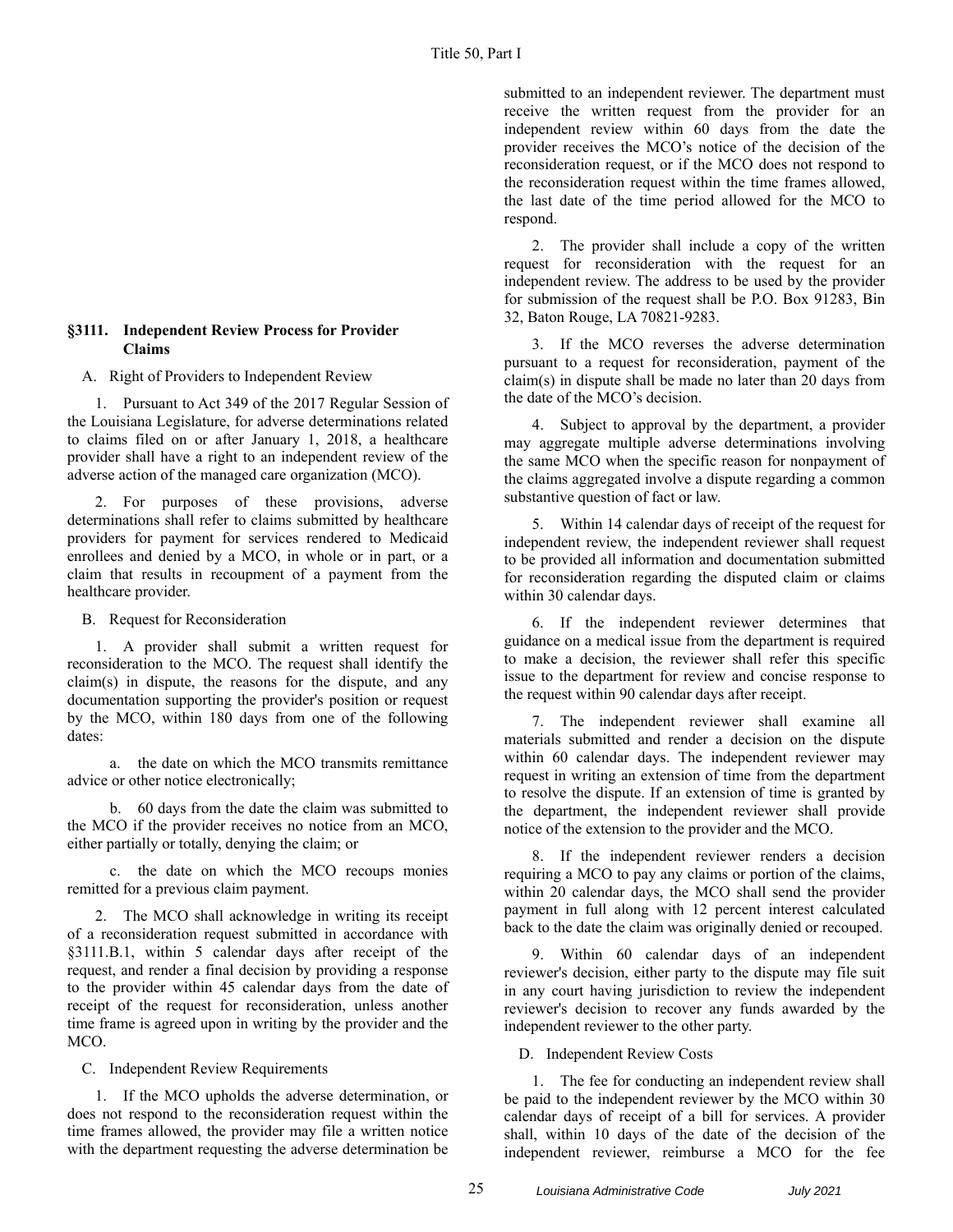## §3111. Independent Review Process for Provider Claims

A. Right of Providers to Independent Review

1. Pursuant to Act 349 of the 2017 Regular Session of the Louisiana Legislature, for adverse determinations related to claims filed on or after January 1, 2018, a healthcare provider shall have a right to an independent review of the adverse action of the managed care organization (MCO).

2. For purposes of these provisions, adverse determinations shall refer to claims submitted by healthcare providers for payment for services rendered to Medicaid enrollees and denied by a MCO, in whole or in part, or a claim that results in recoupment of a payment from the healthcare provider.

B. Request for Reconsideration

1. A provider shall submit a written request for reconsideration to the MCO. The request shall identify the claim(s) in dispute, the reasons for the dispute, and any documentation supporting the provider's position or request by the MCO, within 180 days from one of the following dates:

a. the date on which the MCO transmits remittance advice or other notice electronically;

b. 60 days from the date the claim was submitted to the MCO if the provider receives no notice from an MCO, either partially or totally, denying the claim; or

c. the date on which the MCO recoups monies remitted for a previous claim payment.

2. The MCO shall acknowledge in writing its receipt of a reconsideration request submitted in accordance with §3111.B.1, within 5 calendar days after receipt of the request, and render a final decision by providing a response to the provider within 45 calendar days from the date of receipt of the request for reconsideration, unless another time frame is agreed upon in writing by the provider and the MCO.

C. Independent Review Requirements

1. If the MCO upholds the adverse determination, or does not respond to the reconsideration request within the time frames allowed, the provider may file a written notice with the department requesting the adverse determination be submitted to an independent reviewer. The department must receive the written request from the provider for an independent review within 60 days from the date the provider receives the MCO's notice of the decision of the reconsideration request, or if the MCO does not respond to the reconsideration request within the time frames allowed, the last date of the time period allowed for the MCO to respond.

2. The provider shall include a copy of the written request for reconsideration with the request for an independent review. The address to be used by the provider for submission of the request shall be P.O. Box 91283, Bin 32, Baton Rouge, LA 70821-9283.

3. If the MCO reverses the adverse determination pursuant to a request for reconsideration, payment of the claim(s) in dispute shall be made no later than 20 days from the date of the MCO's decision.

4. Subject to approval by the department, a provider may aggregate multiple adverse determinations involving the same MCO when the specific reason for nonpayment of the claims aggregated involve a dispute regarding a common substantive question of fact or law.

5. Within 14 calendar days of receipt of the request for independent review, the independent reviewer shall request to be provided all information and documentation submitted for reconsideration regarding the disputed claim or claims within 30 calendar days.

6. If the independent reviewer determines that guidance on a medical issue from the department is required to make a decision, the reviewer shall refer this specific issue to the department for review and concise response to the request within 90 calendar days after receipt.

7. The independent reviewer shall examine all materials submitted and render a decision on the dispute within 60 calendar days. The independent reviewer may request in writing an extension of time from the department to resolve the dispute. If an extension of time is granted by the department, the independent reviewer shall provide notice of the extension to the provider and the MCO.

8. If the independent reviewer renders a decision requiring a MCO to pay any claims or portion of the claims, within 20 calendar days, the MCO shall send the provider payment in full along with 12 percent interest calculated back to the date the claim was originally denied or recouped.

9. Within 60 calendar days of an independent reviewer's decision, either party to the dispute may file suit in any court having jurisdiction to review the independent reviewer's decision to recover any funds awarded by the independent reviewer to the other party.

D. Independent Review Costs

1. The fee for conducting an independent review shall be paid to the independent reviewer by the MCO within 30 calendar days of receipt of a bill for services. A provider shall, within 10 days of the date of the decision of the independent reviewer, reimburse a MCO for the fee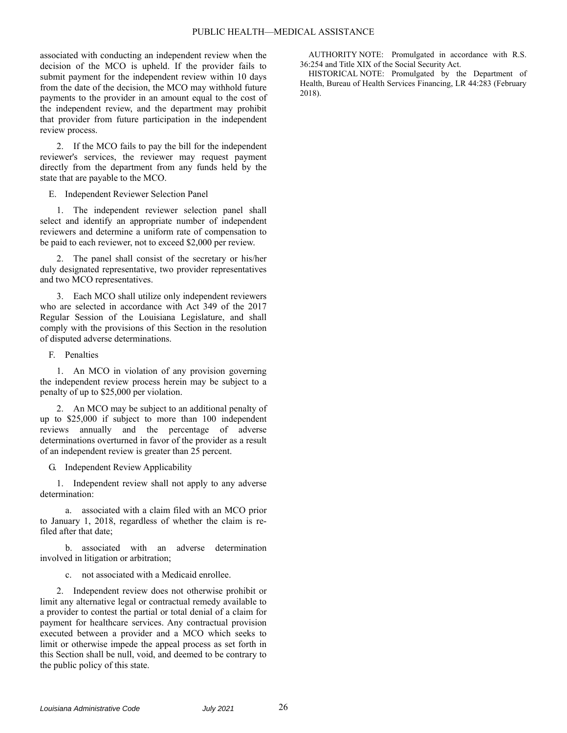associated with conducting an independent review when the decision of the MCO is upheld. If the provider fails to submit payment for the independent review within 10 days from the date of the decision, the MCO may withhold future payments to the provider in an amount equal to the cost of the independent review, and the department may prohibit that provider from future participation in the independent review process.

2. If the MCO fails to pay the bill for the independent reviewer's services, the reviewer may request payment directly from the department from any funds held by the state that are payable to the MCO.

E. Independent Reviewer Selection Panel

1. The independent reviewer selection panel shall select and identify an appropriate number of independent reviewers and determine a uniform rate of compensation to be paid to each reviewer, not to exceed $2,000 per review.

2. The panel shall consist of the secretary or his/her duly designated representative, two provider representatives and two MCO representatives.

3. Each MCO shall utilize only independent reviewers who are selected in accordance with Act 349 of the 2017 Regular Session of the Louisiana Legislature, and shall comply with the provisions of this Section in the resolution of disputed adverse determinations.

F. Penalties

1. An MCO in violation of any provision governing the independent review process herein may be subject to a penalty of up to $25,000 per violation.

2. An MCO may be subject to an additional penalty of up to $25,000 if subject to more than 100 independent reviews annually and the percentage of adverse determinations overturned in favor of the provider as a result of an independent review is greater than 25 percent.

G. Independent Review Applicability

1. Independent review shall not apply to any adverse determination:

a. associated with a claim filed with an MCO prior to January 1, 2018, regardless of whether the claim is re-filed after that date;

b. associated with an adverse determination involved in litigation or arbitration;

c. not associated with a Medicaid enrollee.

2. Independent review does not otherwise prohibit or limit any alternative legal or contractual remedy available to a provider to contest the partial or total denial of a claim for payment for healthcare services. Any contractual provision executed between a provider and a MCO which seeks to limit or otherwise impede the appeal process as set forth in this Section shall be null, void, and deemed to be contrary to the public policy of this state.

AUTHORITY NOTE: Promulgated in accordance with R.S. 36:254 and Title XIX of the Social Security Act.

HISTORICAL NOTE: Promulgated by the Department of Health, Bureau of Health Services Financing, LR 44:283 (February 2018).